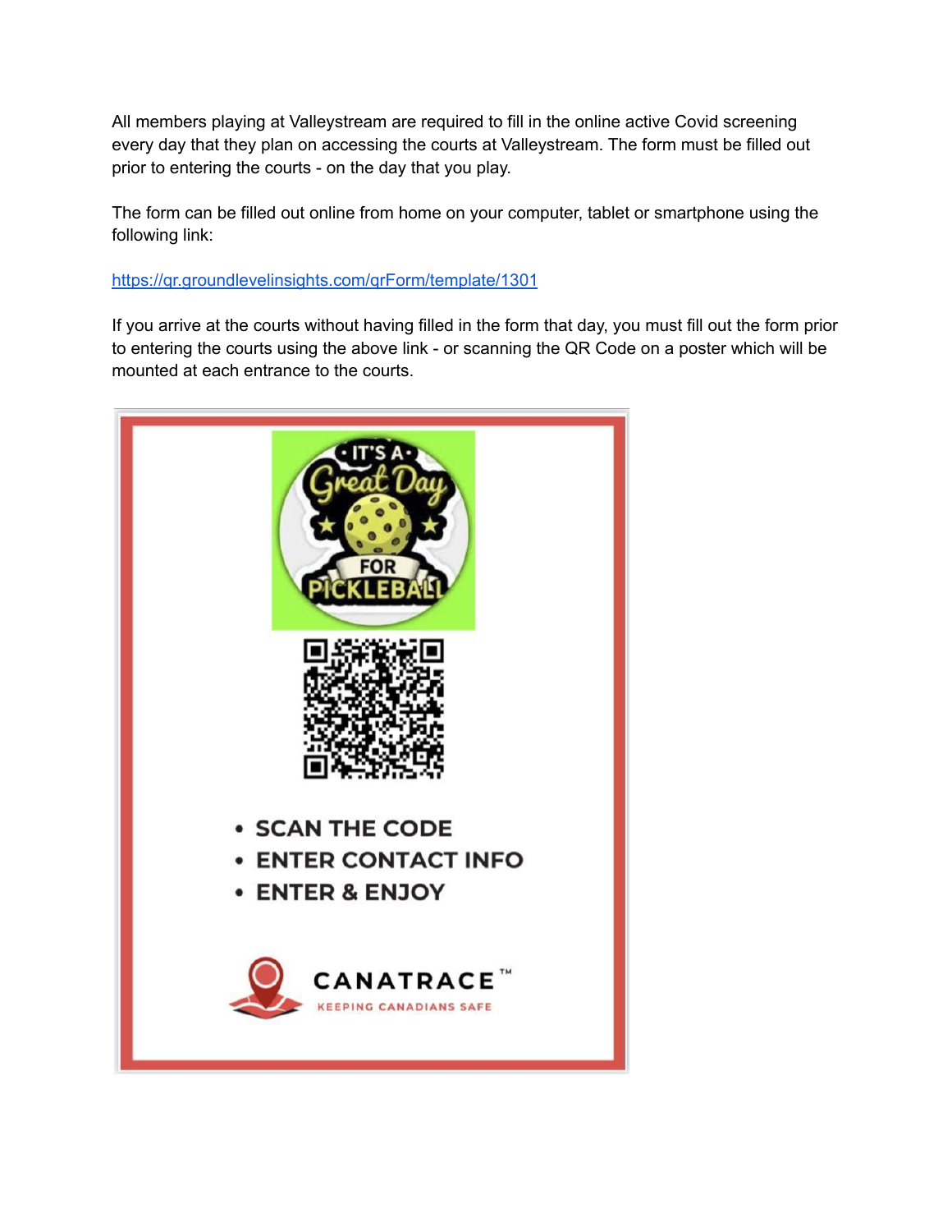All members playing at Valleystream are required to fill in the online active Covid screening every day that they plan on accessing the courts at Valleystream. The form must be filled out prior to entering the courts - on the day that you play.

The form can be filled out online from home on your computer, tablet or smartphone using the following link:

https://qr.groundlevelinsights.com/qrForm/template/1301

If you arrive at the courts without having filled in the form that day, you must fill out the form prior to entering the courts using the above link - or scanning the QR Code on a poster which will be mounted at each entrance to the courts.

IT'S A Great Day FOR PICKLEBALL

- SCAN THE CODE
- ENTER CONTACT INFO
- ENTER & ENJOY

CANATRACE™

KEEPING CANADIANS SAFE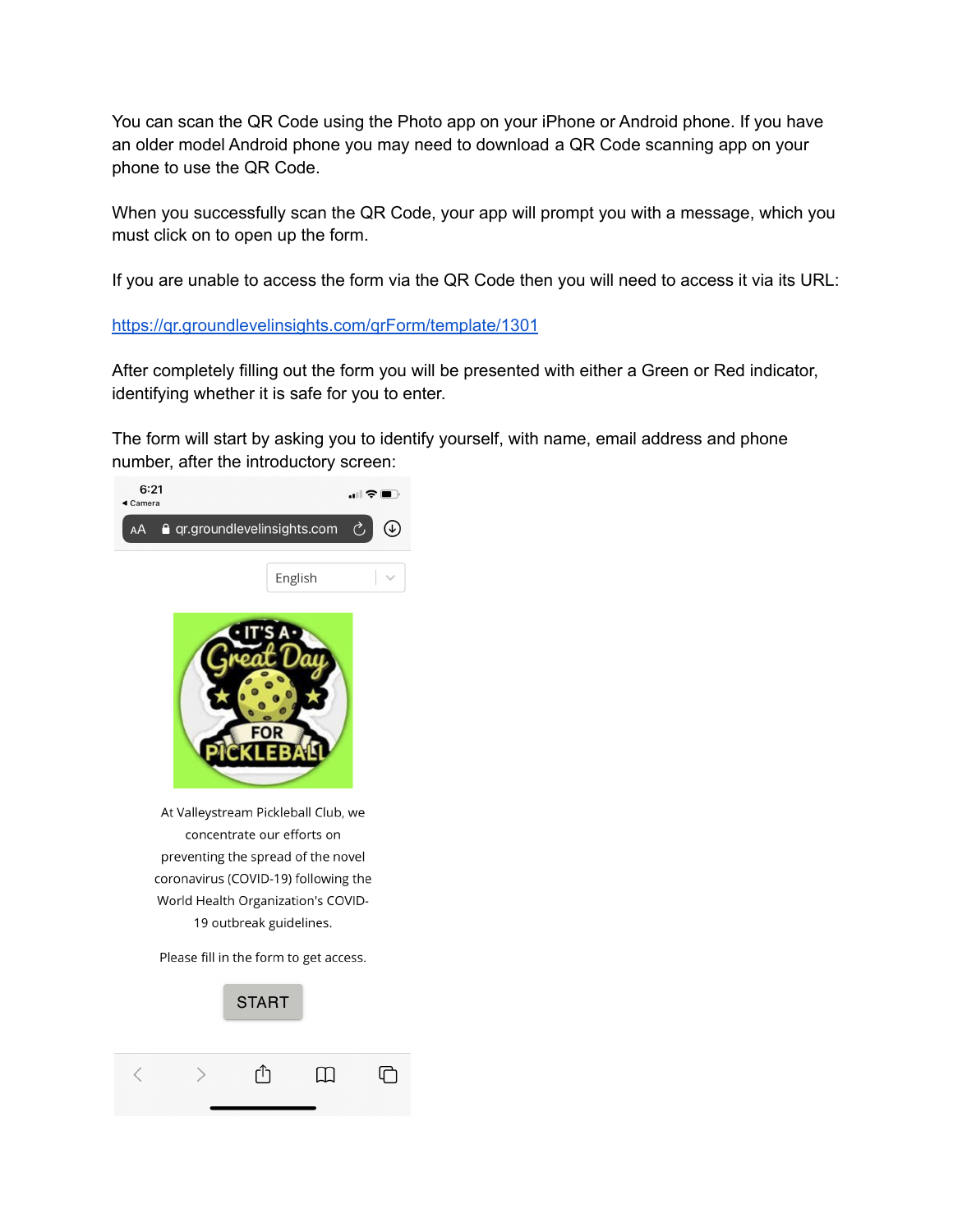You can scan the QR Code using the Photo app on your iPhone or Android phone. If you have an older model Android phone you may need to download a QR Code scanning app on your phone to use the QR Code.

When you successfully scan the QR Code, your app will prompt you with a message, which you must click on to open up the form.

If you are unable to access the form via the QR Code then you will need to access it via its URL:

[https://qr.groundlevelinsights.com/qrForm/template/1301](https://qr.groundlevelinsights.com/qrForm/template/1301)

After completely filling out the form you will be presented with either a Green or Red indicator, identifying whether it is safe for you to enter.

The form will start by asking you to identify yourself, with name, email address and phone number, after the introductory screen: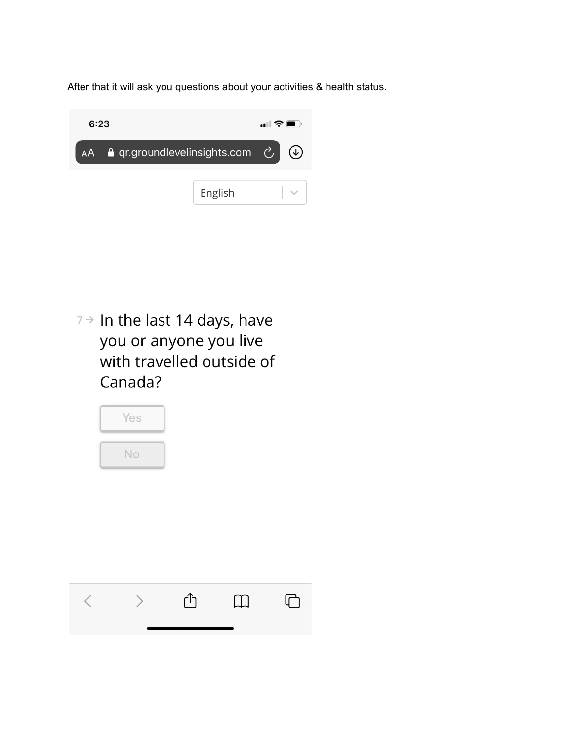After that it will ask you questions about your activities & health status.

6:23

AA qr.groundlevelinsights.com

English

7 → In the last 14 days, have you or anyone you live with travelled outside of Canada?

Yes

No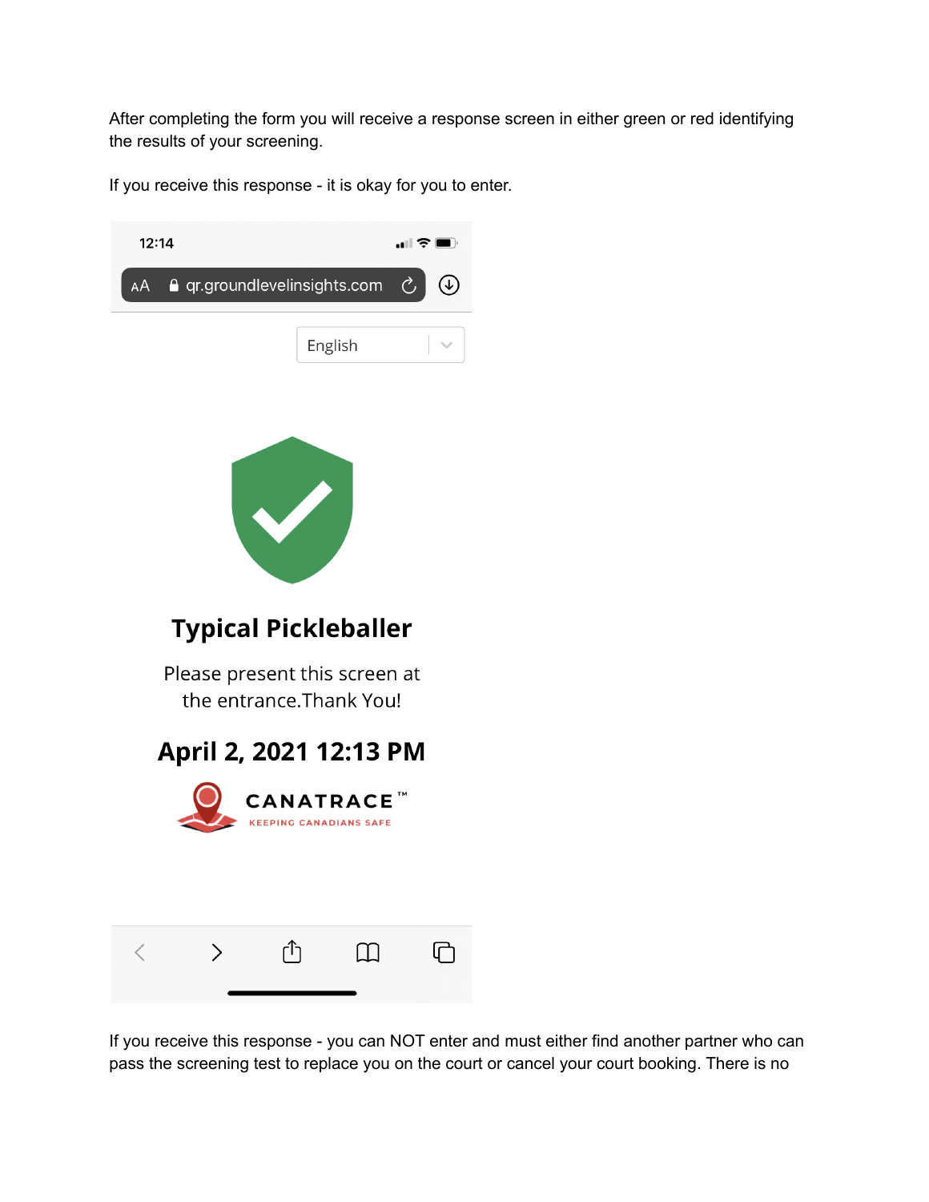After completing the form you will receive a response screen in either green or red identifying the results of your screening.

If you receive this response - it is okay for you to enter.

12:14

qr.groundlevelinsights.com

English

**Typical Pickleballer**

Please present this screen at the entrance.Thank You!

**April 2, 2021 12:13 PM**

CANATRACE™
KEEPING CANADIANS SAFE

If you receive this response - you can NOT enter and must either find another partner who can pass the screening test to replace you on the court or cancel your court booking. There is no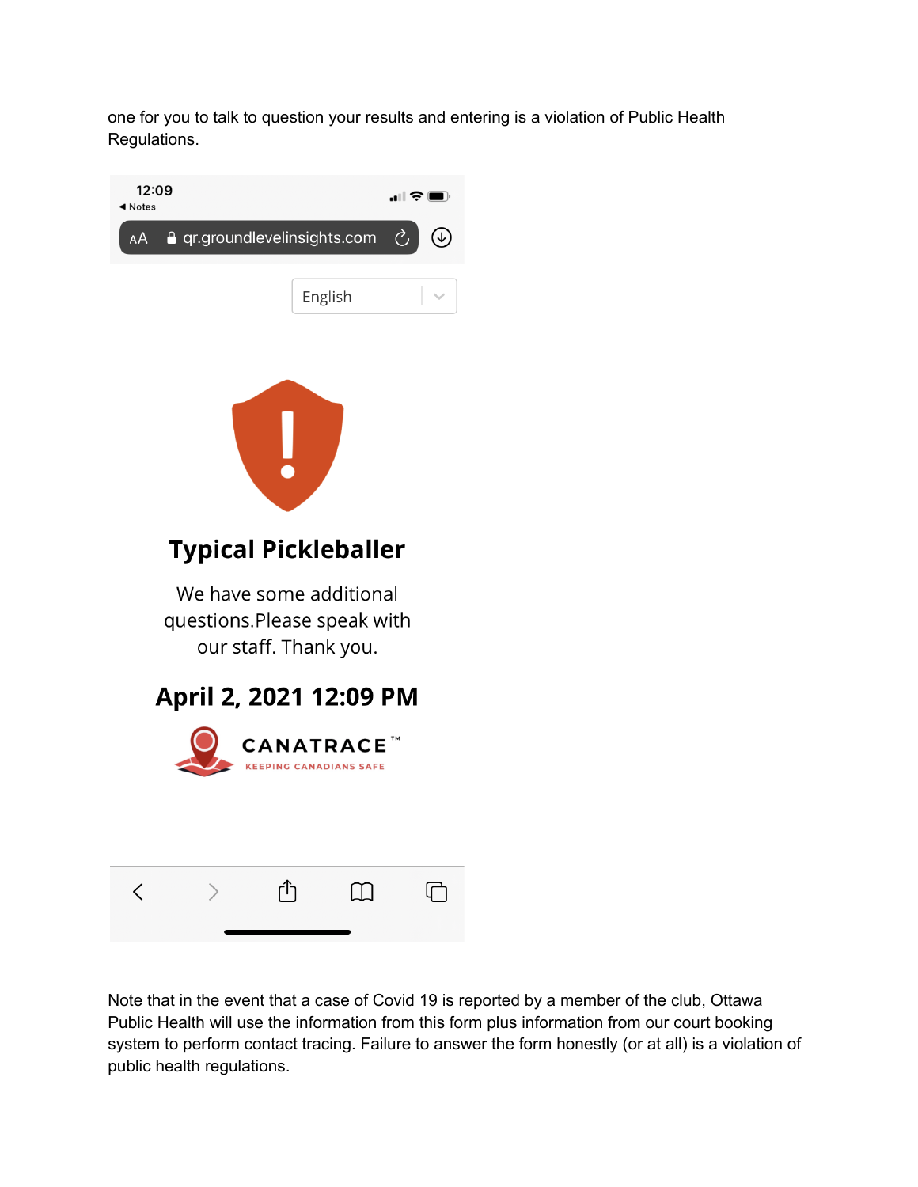one for you to talk to question your results and entering is a violation of Public Health Regulations.

12:09

◂ Notes

AA qr.groundlevelinsights.com

English

**Typical Pickleballer**

We have some additional questions.Please speak with our staff. Thank you.

**April 2, 2021 12:09 PM**

CANATRACE™

KEEPING CANADIANS SAFE

Note that in the event that a case of Covid 19 is reported by a member of the club, Ottawa Public Health will use the information from this form plus information from our court booking system to perform contact tracing. Failure to answer the form honestly (or at all) is a violation of public health regulations.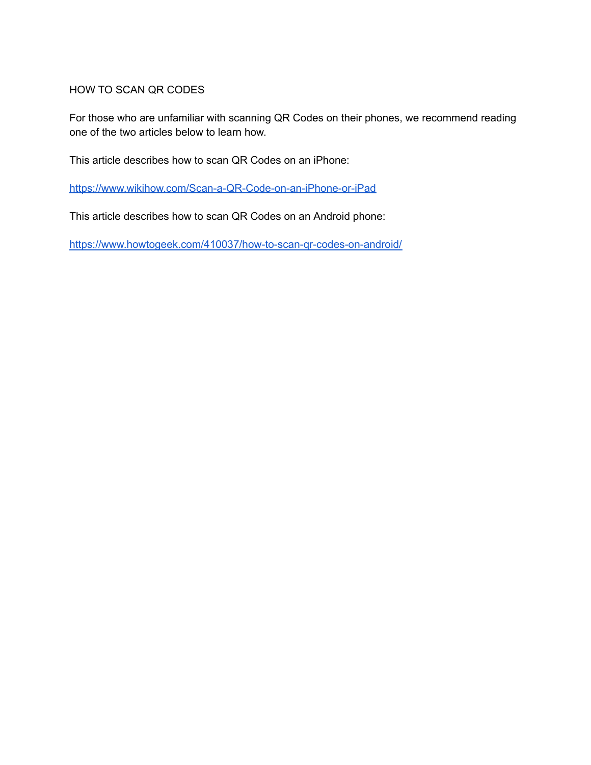# HOW TO SCAN QR CODES

For those who are unfamiliar with scanning QR Codes on their phones, we recommend reading one of the two articles below to learn how.

This article describes how to scan QR Codes on an iPhone:

[https://www.wikihow.com/Scan-a-QR-Code-on-an-iPhone-or-iPad](https://www.wikihow.com/Scan-a-QR-Code-on-an-iPhone-or-iPad)

This article describes how to scan QR Codes on an Android phone:

[https://www.howtogeek.com/410037/how-to-scan-qr-codes-on-android/](https://www.howtogeek.com/410037/how-to-scan-qr-codes-on-android/)